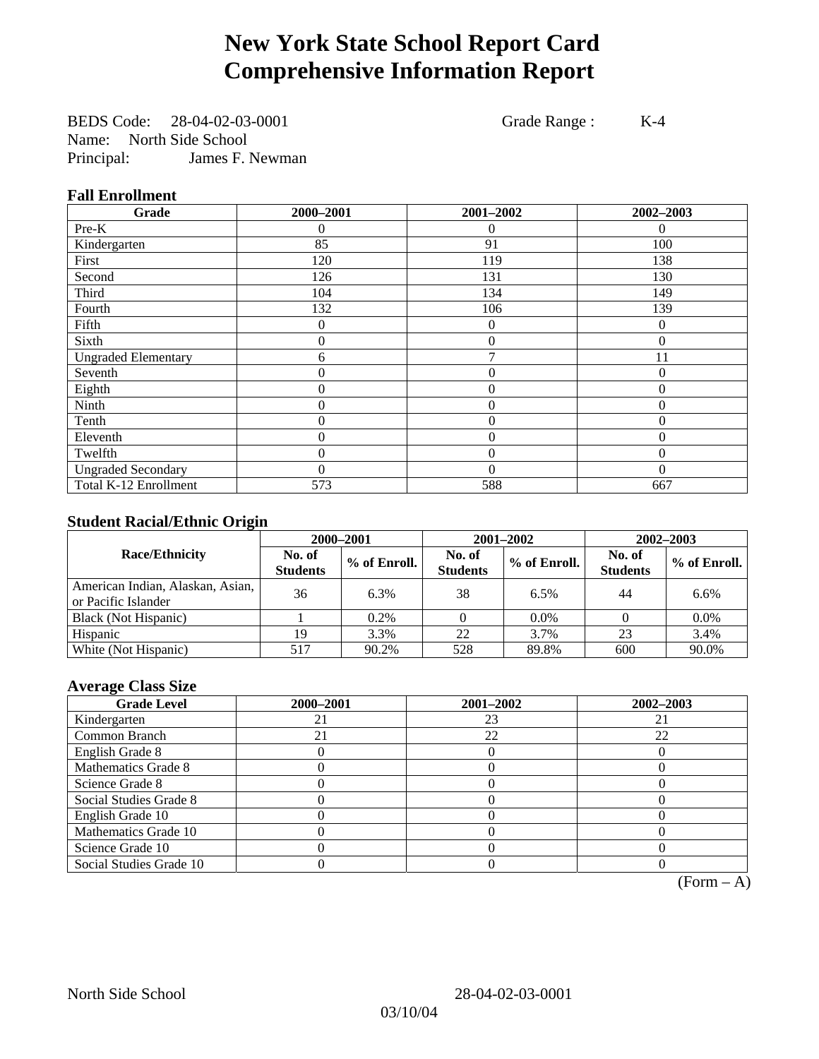# New York State School Report Card
# Comprehensive Information Report

BEDS Code: 28-04-02-03-0001 Grade Range : K-4
Name: North Side School
Principal: James F. Newman

### Fall Enrollment

| Grade | 2000–2001 | 2001–2002 | 2002–2003 |
|---|---|---|---|
| Pre-K | 0 | 0 | 0 |
| Kindergarten | 85 | 91 | 100 |
| First | 120 | 119 | 138 |
| Second | 126 | 131 | 130 |
| Third | 104 | 134 | 149 |
| Fourth | 132 | 106 | 139 |
| Fifth | 0 | 0 | 0 |
| Sixth | 0 | 0 | 0 |
| Ungraded Elementary | 6 | 7 | 11 |
| Seventh | 0 | 0 | 0 |
| Eighth | 0 | 0 | 0 |
| Ninth | 0 | 0 | 0 |
| Tenth | 0 | 0 | 0 |
| Eleventh | 0 | 0 | 0 |
| Twelfth | 0 | 0 | 0 |
| Ungraded Secondary | 0 | 0 | 0 |
| Total K-12 Enrollment | 573 | 588 | 667 |

### Student Racial/Ethnic Origin

| Race/Ethnicity | 2000–2001 | | 2001–2002 | | 2002–2003 | |
|---|---|---|---|---|---|---|
| | No. of Students | % of Enroll. | No. of Students | % of Enroll. | No. of Students | % of Enroll. |
| American Indian, Alaskan, Asian, or Pacific Islander | 36 | 6.3% | 38 | 6.5% | 44 | 6.6% |
| Black (Not Hispanic) | 1 | 0.2% | 0 | 0.0% | 0 | 0.0% |
| Hispanic | 19 | 3.3% | 22 | 3.7% | 23 | 3.4% |
| White (Not Hispanic) | 517 | 90.2% | 528 | 89.8% | 600 | 90.0% |

### Average Class Size

| Grade Level | 2000–2001 | 2001–2002 | 2002–2003 |
|---|---|---|---|
| Kindergarten | 21 | 23 | 21 |
| Common Branch | 21 | 22 | 22 |
| English Grade 8 | 0 | 0 | 0 |
| Mathematics Grade 8 | 0 | 0 | 0 |
| Science Grade 8 | 0 | 0 | 0 |
| Social Studies Grade 8 | 0 | 0 | 0 |
| English Grade 10 | 0 | 0 | 0 |
| Mathematics Grade 10 | 0 | 0 | 0 |
| Science Grade 10 | 0 | 0 | 0 |
| Social Studies Grade 10 | 0 | 0 | 0 |

(Form – A)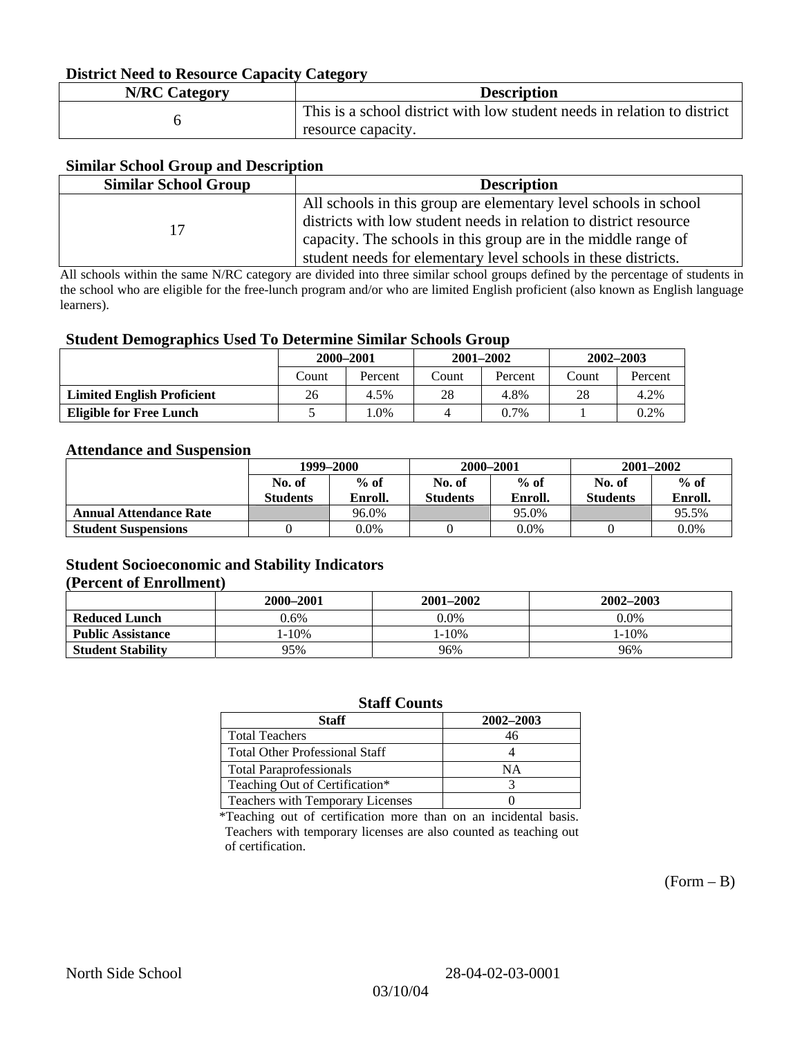### District Need to Resource Capacity Category

| N/RC Category | Description |
|---|---|
| 6 | This is a school district with low student needs in relation to district resource capacity. |

### Similar School Group and Description

| Similar School Group | Description |
|---|---|
| 17 | All schools in this group are elementary level schools in school districts with low student needs in relation to district resource capacity. The schools in this group are in the middle range of student needs for elementary level schools in these districts. |

All schools within the same N/RC category are divided into three similar school groups defined by the percentage of students in the school who are eligible for the free-lunch program and/or who are limited English proficient (also known as English language learners).

### Student Demographics Used To Determine Similar Schools Group

| | 2000–2001 | | 2001–2002 | | 2002–2003 | |
|---|---|---|---|---|---|---|
| | Count | Percent | Count | Percent | Count | Percent |
| **Limited English Proficient** | 26 | 4.5% | 28 | 4.8% | 28 | 4.2% |
| **Eligible for Free Lunch** | 5 | 1.0% | 4 | 0.7% | 1 | 0.2% |

### Attendance and Suspension

| | 1999–2000 | | 2000–2001 | | 2001–2002 | |
|---|---|---|---|---|---|---|
| | No. of Students | % of Enroll. | No. of Students | % of Enroll. | No. of Students | % of Enroll. |
| **Annual Attendance Rate** | | 96.0% | | 95.0% | | 95.5% |
| **Student Suspensions** | 0 | 0.0% | 0 | 0.0% | 0 | 0.0% |

### Student Socioeconomic and Stability Indicators
### (Percent of Enrollment)

| | 2000–2001 | 2001–2002 | 2002–2003 |
|---|---|---|---|
| **Reduced Lunch** | 0.6% | 0.0% | 0.0% |
| **Public Assistance** | 1-10% | 1-10% | 1-10% |
| **Student Stability** | 95% | 96% | 96% |

### Staff Counts

| Staff | 2002–2003 |
|---|---|
| Total Teachers | 46 |
| Total Other Professional Staff | 4 |
| Total Paraprofessionals | NA |
| Teaching Out of Certification* | 3 |
| Teachers with Temporary Licenses | 0 |

*Teaching out of certification more than on an incidental basis. Teachers with temporary licenses are also counted as teaching out of certification.

(Form – B)

North Side School 28-04-02-03-0001

03/10/04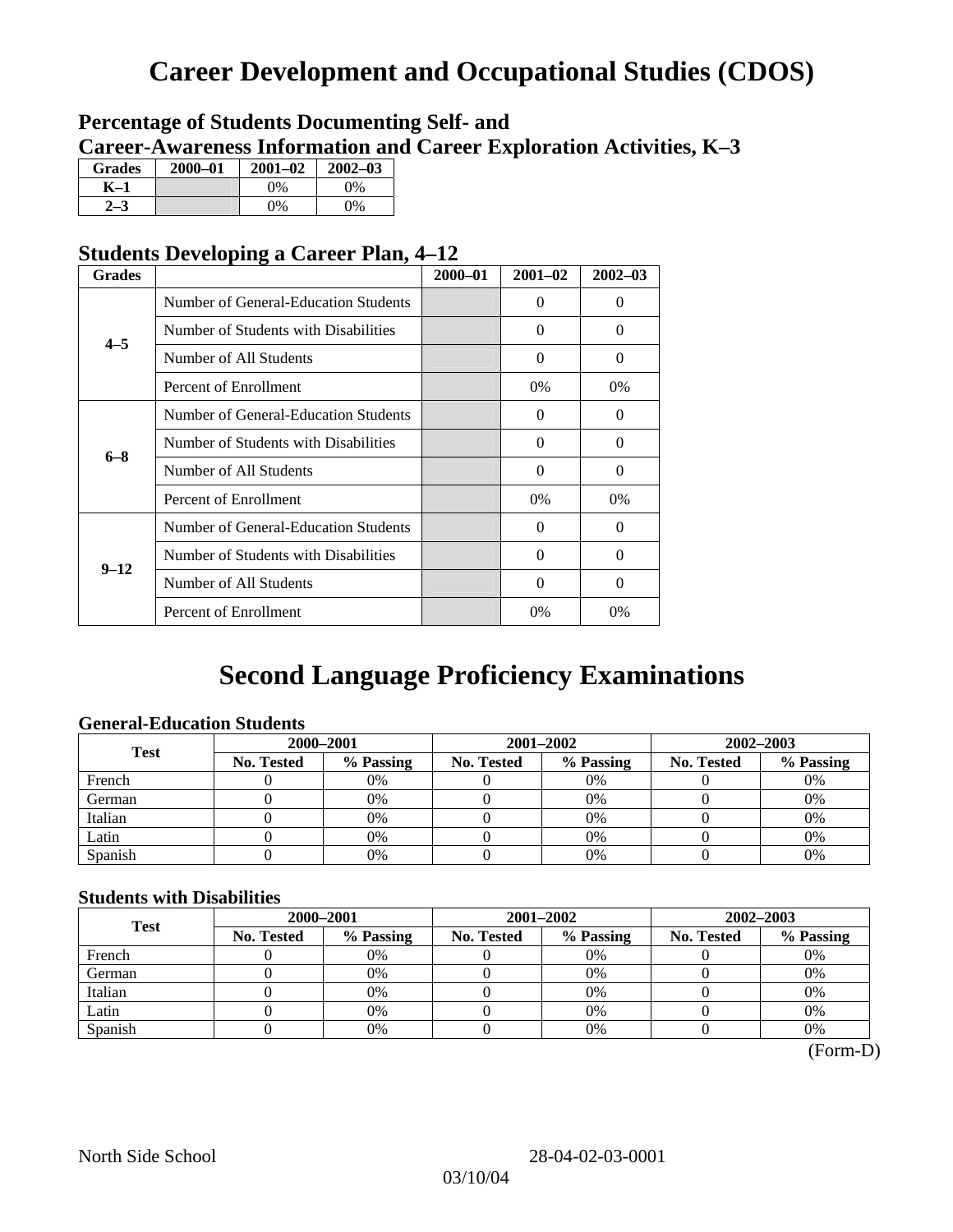# Career Development and Occupational Studies (CDOS)

## Percentage of Students Documenting Self- and Career-Awareness Information and Career Exploration Activities, K–3

| Grades | 2000–01 | 2001–02 | 2002–03 |
|---|---|---|---|
| K–1 | | 0% | 0% |
| 2–3 | | 0% | 0% |

## Students Developing a Career Plan, 4–12

| Grades | | 2000–01 | 2001–02 | 2002–03 |
|---|---|---|---|---|
| 4–5 | Number of General-Education Students | | 0 | 0 |
| | Number of Students with Disabilities | | 0 | 0 |
| | Number of All Students | | 0 | 0 |
| | Percent of Enrollment | | 0% | 0% |
| 6–8 | Number of General-Education Students | | 0 | 0 |
| | Number of Students with Disabilities | | 0 | 0 |
| | Number of All Students | | 0 | 0 |
| | Percent of Enrollment | | 0% | 0% |
| 9–12 | Number of General-Education Students | | 0 | 0 |
| | Number of Students with Disabilities | | 0 | 0 |
| | Number of All Students | | 0 | 0 |
| | Percent of Enrollment | | 0% | 0% |

# Second Language Proficiency Examinations

### General-Education Students

| Test | 2000–2001 | | 2001–2002 | | 2002–2003 | |
|---|---|---|---|---|---|---|
| | No. Tested | % Passing | No. Tested | % Passing | No. Tested | % Passing |
| French | 0 | 0% | 0 | 0% | 0 | 0% |
| German | 0 | 0% | 0 | 0% | 0 | 0% |
| Italian | 0 | 0% | 0 | 0% | 0 | 0% |
| Latin | 0 | 0% | 0 | 0% | 0 | 0% |
| Spanish | 0 | 0% | 0 | 0% | 0 | 0% |

### Students with Disabilities

| Test | 2000–2001 | | 2001–2002 | | 2002–2003 | |
|---|---|---|---|---|---|---|
| | No. Tested | % Passing | No. Tested | % Passing | No. Tested | % Passing |
| French | 0 | 0% | 0 | 0% | 0 | 0% |
| German | 0 | 0% | 0 | 0% | 0 | 0% |
| Italian | 0 | 0% | 0 | 0% | 0 | 0% |
| Latin | 0 | 0% | 0 | 0% | 0 | 0% |
| Spanish | 0 | 0% | 0 | 0% | 0 | 0% |

(Form-D)